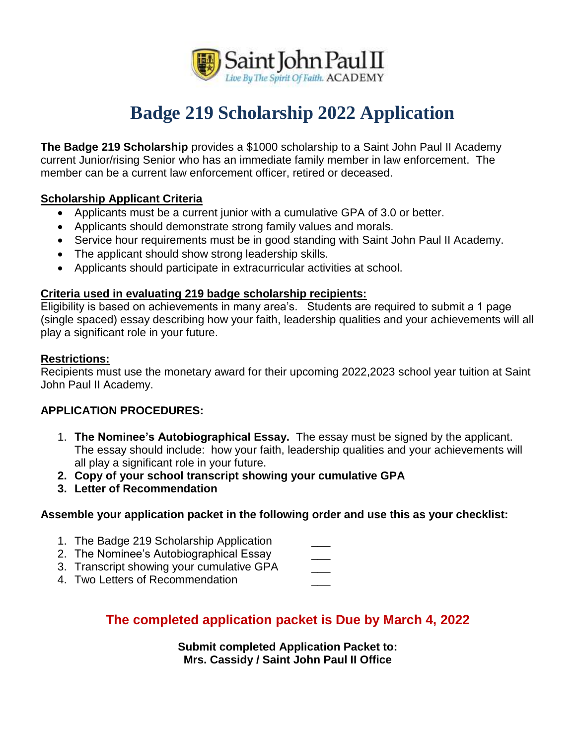Saint John Paul II

*Live By The Spirit Of Faith.* ACADEMY

# Badge 219 Scholarship 2022 Application

**The Badge 219 Scholarship** provides a $1000 scholarship to a Saint John Paul II Academy current Junior/rising Senior who has an immediate family member in law enforcement. The member can be a current law enforcement officer, retired or deceased.

**Scholarship Applicant Criteria**

- Applicants must be a current junior with a cumulative GPA of 3.0 or better.
- Applicants should demonstrate strong family values and morals.
- Service hour requirements must be in good standing with Saint John Paul II Academy.
- The applicant should show strong leadership skills.
- Applicants should participate in extracurricular activities at school.

**Criteria used in evaluating 219 badge scholarship recipients:**

Eligibility is based on achievements in many area's. Students are required to submit a 1 page (single spaced) essay describing how your faith, leadership qualities and your achievements will all play a significant role in your future.

**Restrictions:**

Recipients must use the monetary award for their upcoming 2022,2023 school year tuition at Saint John Paul II Academy.

**APPLICATION PROCEDURES:**

1. **The Nominee's Autobiographical Essay.** The essay must be signed by the applicant. The essay should include: how your faith, leadership qualities and your achievements will all play a significant role in your future.
2. **Copy of your school transcript showing your cumulative GPA**
3. **Letter of Recommendation**

**Assemble your application packet in the following order and use this as your checklist:**

1. The Badge 219 Scholarship Application ___
2. The Nominee's Autobiographical Essay ___
3. Transcript showing your cumulative GPA ___
4. Two Letters of Recommendation ___

**The completed application packet is Due by March 4, 2022**

**Submit completed Application Packet to:**
**Mrs. Cassidy / Saint John Paul II Office**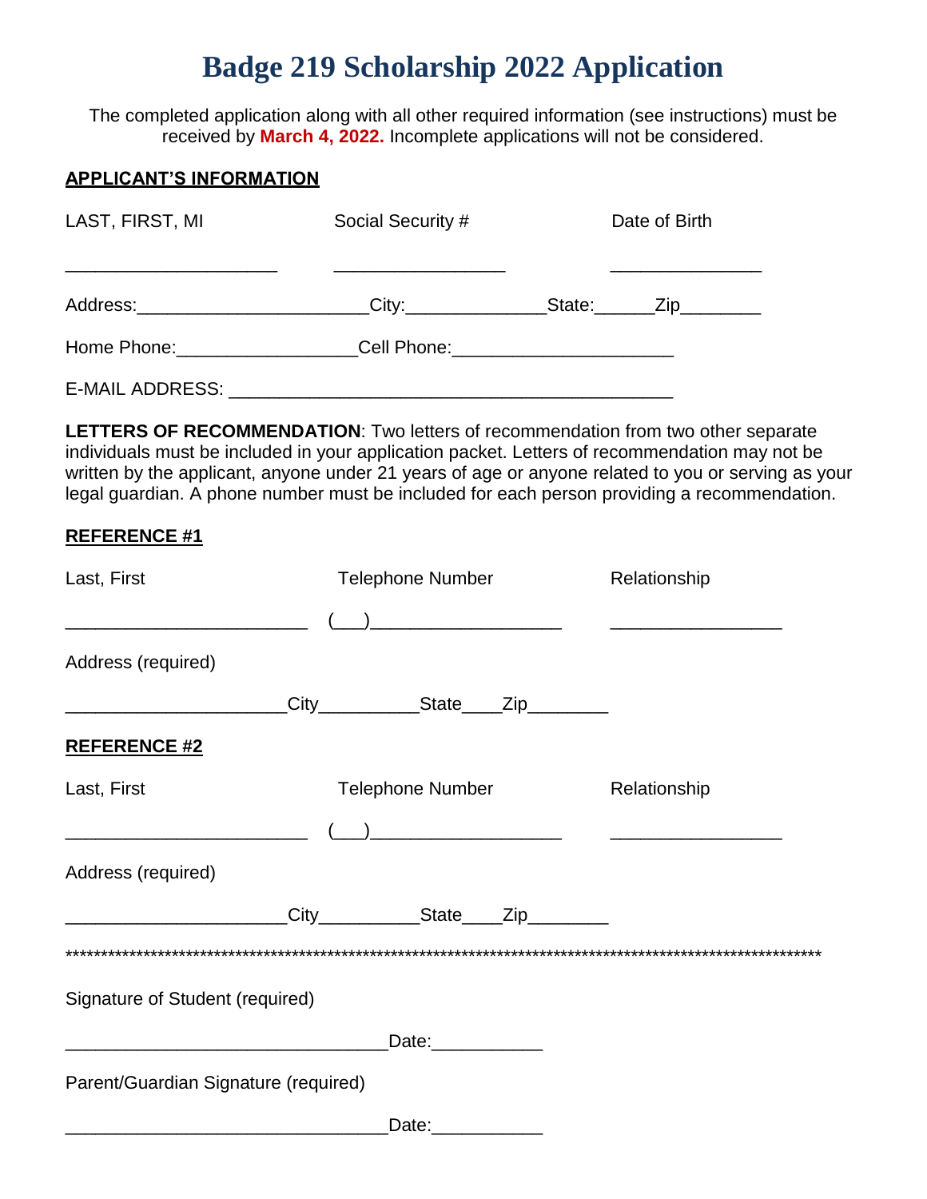# Badge 219 Scholarship 2022 Application

The completed application along with all other required information (see instructions) must be received by **March 4, 2022.** Incomplete applications will not be considered.

**APPLICANT'S INFORMATION**

LAST, FIRST, MI　　　　Social Security #　　　　Date of Birth

_____________________　　_________________　　_______________

Address:______________________City:_____________State:______Zip________

Home Phone:_________________Cell Phone:_____________________

E-MAIL ADDRESS: ____________________________________________

**LETTERS OF RECOMMENDATION**: Two letters of recommendation from two other separate individuals must be included in your application packet. Letters of recommendation may not be written by the applicant, anyone under 21 years of age or anyone related to you or serving as your legal guardian. A phone number must be included for each person providing a recommendation.

**REFERENCE #1**

Last, First　　　　Telephone Number　　　　Relationship

________________________　(___)__________________　_________________

Address (required)

______________________City__________State____Zip________

**REFERENCE #2**

Last, First　　　　Telephone Number　　　　Relationship

________________________　(___)__________________　_________________

Address (required)

______________________City__________State____Zip________

*************************************************************************************************************

Signature of Student (required)

________________________________Date:___________

Parent/Guardian Signature (required)

________________________________Date:___________